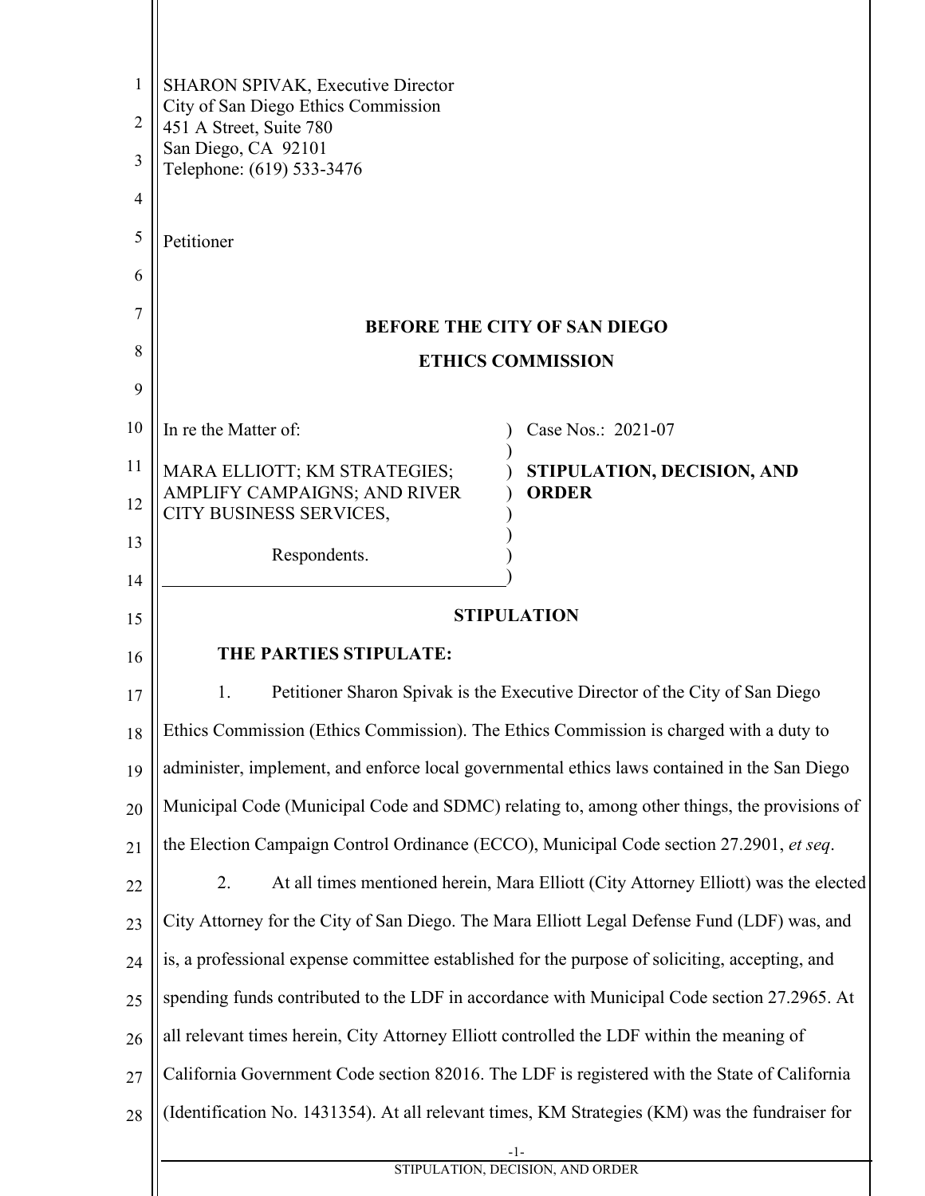SHARON SPIVAK, Executive Director
City of San Diego Ethics Commission
451 A Street, Suite 780
San Diego, CA 92101
Telephone: (619) 533-3476

Petitioner

**BEFORE THE CITY OF SAN DIEGO**

**ETHICS COMMISSION**

| | |
|---|---|
| In re the Matter of:<br><br>MARA ELLIOTT; KM STRATEGIES; AMPLIFY CAMPAIGNS; AND RIVER CITY BUSINESS SERVICES,<br><br>Respondents. | Case Nos.: 2021-07<br><br>**STIPULATION, DECISION, AND ORDER** |

## STIPULATION

**THE PARTIES STIPULATE:**

1. Petitioner Sharon Spivak is the Executive Director of the City of San Diego Ethics Commission (Ethics Commission). The Ethics Commission is charged with a duty to administer, implement, and enforce local governmental ethics laws contained in the San Diego Municipal Code (Municipal Code and SDMC) relating to, among other things, the provisions of the Election Campaign Control Ordinance (ECCO), Municipal Code section 27.2901, *et seq*.

2. At all times mentioned herein, Mara Elliott (City Attorney Elliott) was the elected City Attorney for the City of San Diego. The Mara Elliott Legal Defense Fund (LDF) was, and is, a professional expense committee established for the purpose of soliciting, accepting, and spending funds contributed to the LDF in accordance with Municipal Code section 27.2965. At all relevant times herein, City Attorney Elliott controlled the LDF within the meaning of California Government Code section 82016. The LDF is registered with the State of California (Identification No. 1431354). At all relevant times, KM Strategies (KM) was the fundraiser for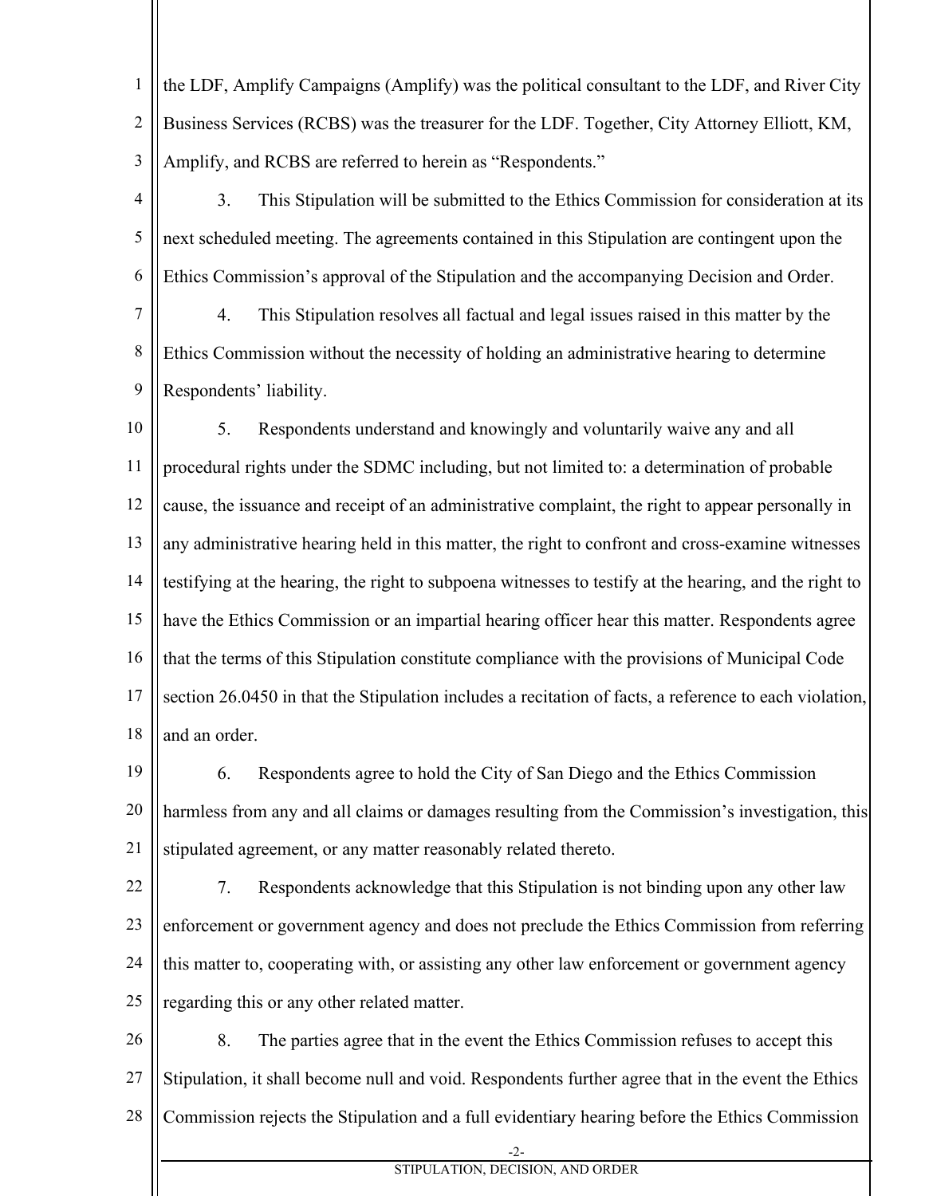the LDF, Amplify Campaigns (Amplify) was the political consultant to the LDF, and River City Business Services (RCBS) was the treasurer for the LDF. Together, City Attorney Elliott, KM, Amplify, and RCBS are referred to herein as "Respondents."

3. This Stipulation will be submitted to the Ethics Commission for consideration at its next scheduled meeting. The agreements contained in this Stipulation are contingent upon the Ethics Commission's approval of the Stipulation and the accompanying Decision and Order.

4. This Stipulation resolves all factual and legal issues raised in this matter by the Ethics Commission without the necessity of holding an administrative hearing to determine Respondents' liability.

5. Respondents understand and knowingly and voluntarily waive any and all procedural rights under the SDMC including, but not limited to: a determination of probable cause, the issuance and receipt of an administrative complaint, the right to appear personally in any administrative hearing held in this matter, the right to confront and cross-examine witnesses testifying at the hearing, the right to subpoena witnesses to testify at the hearing, and the right to have the Ethics Commission or an impartial hearing officer hear this matter. Respondents agree that the terms of this Stipulation constitute compliance with the provisions of Municipal Code section 26.0450 in that the Stipulation includes a recitation of facts, a reference to each violation, and an order.

6. Respondents agree to hold the City of San Diego and the Ethics Commission harmless from any and all claims or damages resulting from the Commission's investigation, this stipulated agreement, or any matter reasonably related thereto.

7. Respondents acknowledge that this Stipulation is not binding upon any other law enforcement or government agency and does not preclude the Ethics Commission from referring this matter to, cooperating with, or assisting any other law enforcement or government agency regarding this or any other related matter.

8. The parties agree that in the event the Ethics Commission refuses to accept this Stipulation, it shall become null and void. Respondents further agree that in the event the Ethics Commission rejects the Stipulation and a full evidentiary hearing before the Ethics Commission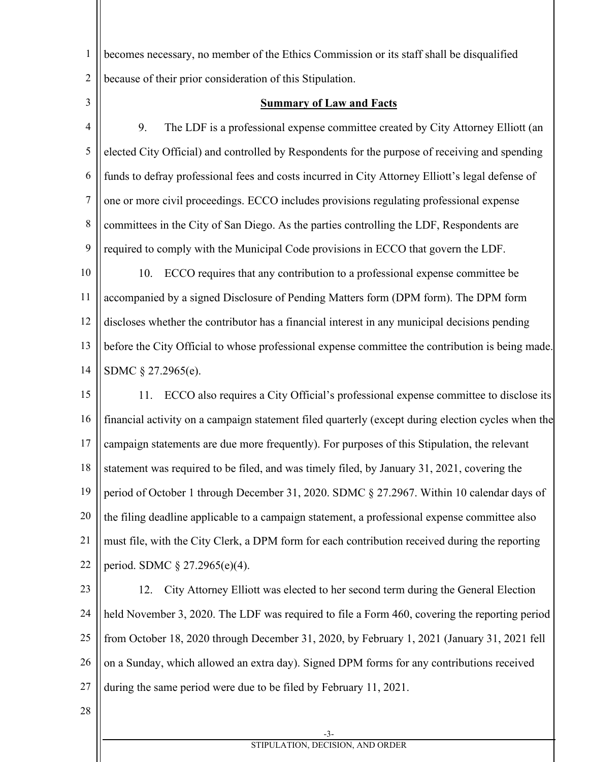becomes necessary, no member of the Ethics Commission or its staff shall be disqualified because of their prior consideration of this Stipulation.

## Summary of Law and Facts

9. The LDF is a professional expense committee created by City Attorney Elliott (an elected City Official) and controlled by Respondents for the purpose of receiving and spending funds to defray professional fees and costs incurred in City Attorney Elliott's legal defense of one or more civil proceedings. ECCO includes provisions regulating professional expense committees in the City of San Diego. As the parties controlling the LDF, Respondents are required to comply with the Municipal Code provisions in ECCO that govern the LDF.

10. ECCO requires that any contribution to a professional expense committee be accompanied by a signed Disclosure of Pending Matters form (DPM form). The DPM form discloses whether the contributor has a financial interest in any municipal decisions pending before the City Official to whose professional expense committee the contribution is being made. SDMC § 27.2965(e).

11. ECCO also requires a City Official's professional expense committee to disclose its financial activity on a campaign statement filed quarterly (except during election cycles when the campaign statements are due more frequently). For purposes of this Stipulation, the relevant statement was required to be filed, and was timely filed, by January 31, 2021, covering the period of October 1 through December 31, 2020. SDMC § 27.2967. Within 10 calendar days of the filing deadline applicable to a campaign statement, a professional expense committee also must file, with the City Clerk, a DPM form for each contribution received during the reporting period. SDMC § 27.2965(e)(4).

12. City Attorney Elliott was elected to her second term during the General Election held November 3, 2020. The LDF was required to file a Form 460, covering the reporting period from October 18, 2020 through December 31, 2020, by February 1, 2021 (January 31, 2021 fell on a Sunday, which allowed an extra day). Signed DPM forms for any contributions received during the same period were due to be filed by February 11, 2021.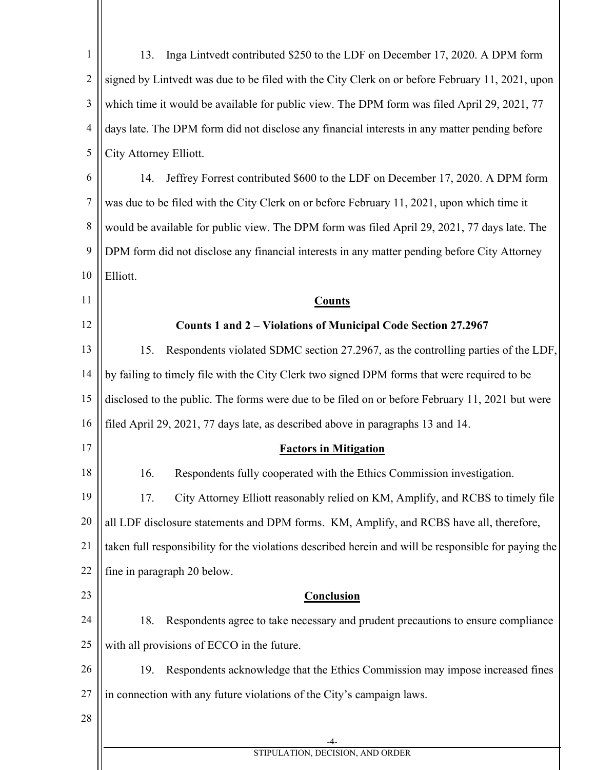13. Inga Lintvedt contributed $250 to the LDF on December 17, 2020. A DPM form signed by Lintvedt was due to be filed with the City Clerk on or before February 11, 2021, upon which time it would be available for public view. The DPM form was filed April 29, 2021, 77 days late. The DPM form did not disclose any financial interests in any matter pending before City Attorney Elliott.

14. Jeffrey Forrest contributed $600 to the LDF on December 17, 2020. A DPM form was due to be filed with the City Clerk on or before February 11, 2021, upon which time it would be available for public view. The DPM form was filed April 29, 2021, 77 days late. The DPM form did not disclose any financial interests in any matter pending before City Attorney Elliott.

## Counts

### Counts 1 and 2 – Violations of Municipal Code Section 27.2967

15. Respondents violated SDMC section 27.2967, as the controlling parties of the LDF, by failing to timely file with the City Clerk two signed DPM forms that were required to be disclosed to the public. The forms were due to be filed on or before February 11, 2021 but were filed April 29, 2021, 77 days late, as described above in paragraphs 13 and 14.

## Factors in Mitigation

16. Respondents fully cooperated with the Ethics Commission investigation.

17. City Attorney Elliott reasonably relied on KM, Amplify, and RCBS to timely file all LDF disclosure statements and DPM forms. KM, Amplify, and RCBS have all, therefore, taken full responsibility for the violations described herein and will be responsible for paying the fine in paragraph 20 below.

## Conclusion

18. Respondents agree to take necessary and prudent precautions to ensure compliance with all provisions of ECCO in the future.

19. Respondents acknowledge that the Ethics Commission may impose increased fines in connection with any future violations of the City's campaign laws.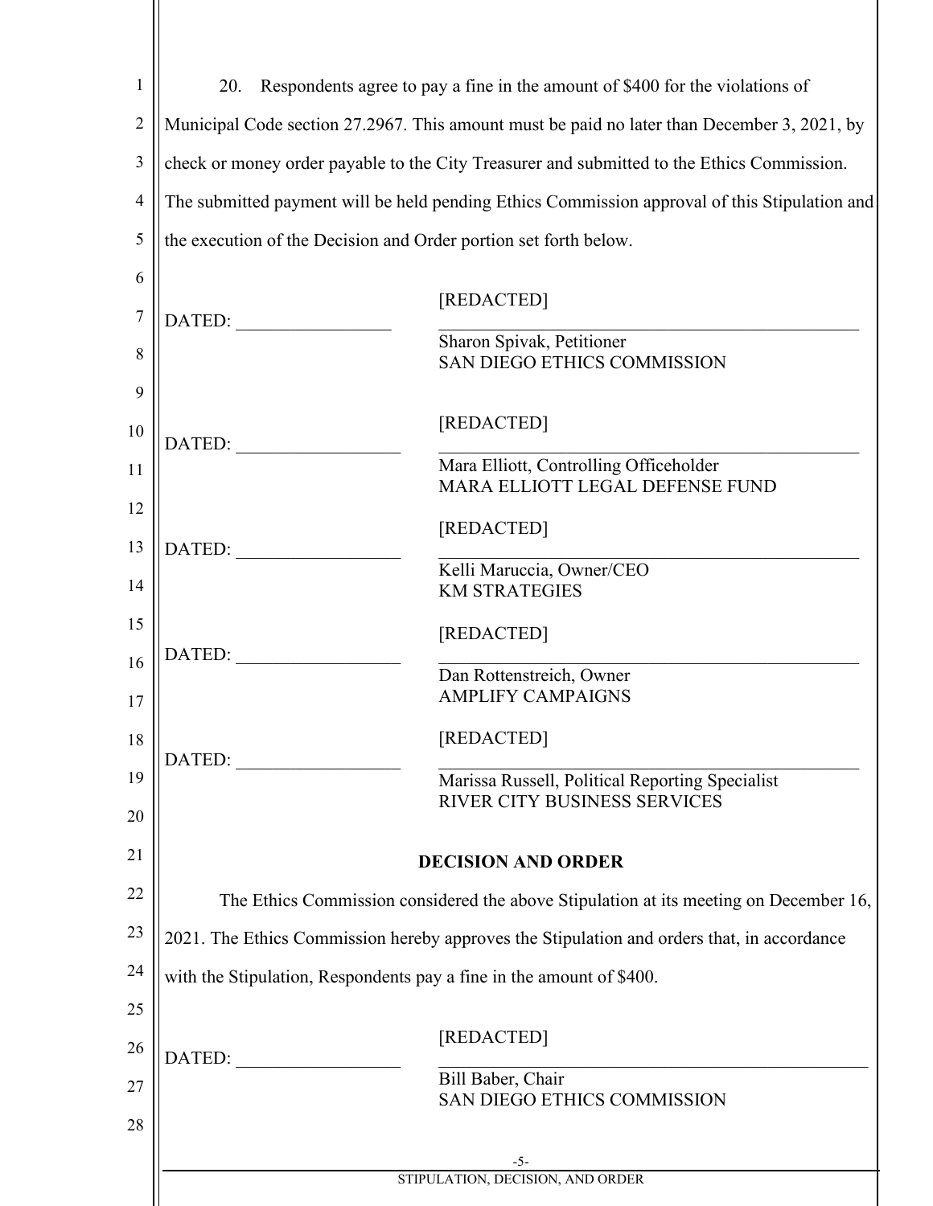20. Respondents agree to pay a fine in the amount of $400 for the violations of Municipal Code section 27.2967. This amount must be paid no later than December 3, 2021, by check or money order payable to the City Treasurer and submitted to the Ethics Commission. The submitted payment will be held pending Ethics Commission approval of this Stipulation and the execution of the Decision and Order portion set forth below.

DATED: ________________

[REDACTED]
_____________________________________________
Sharon Spivak, Petitioner
SAN DIEGO ETHICS COMMISSION

DATED: ________________

[REDACTED]
_____________________________________________
Mara Elliott, Controlling Officeholder
MARA ELLIOTT LEGAL DEFENSE FUND

DATED: ________________

[REDACTED]
_____________________________________________
Kelli Maruccia, Owner/CEO
KM STRATEGIES

DATED: ________________

[REDACTED]
_____________________________________________
Dan Rottenstreich, Owner
AMPLIFY CAMPAIGNS

DATED: ________________

[REDACTED]
_____________________________________________
Marissa Russell, Political Reporting Specialist
RIVER CITY BUSINESS SERVICES

**DECISION AND ORDER**

The Ethics Commission considered the above Stipulation at its meeting on December 16, 2021. The Ethics Commission hereby approves the Stipulation and orders that, in accordance with the Stipulation, Respondents pay a fine in the amount of $400.

DATED: ________________

[REDACTED]
_____________________________________________
Bill Baber, Chair
SAN DIEGO ETHICS COMMISSION